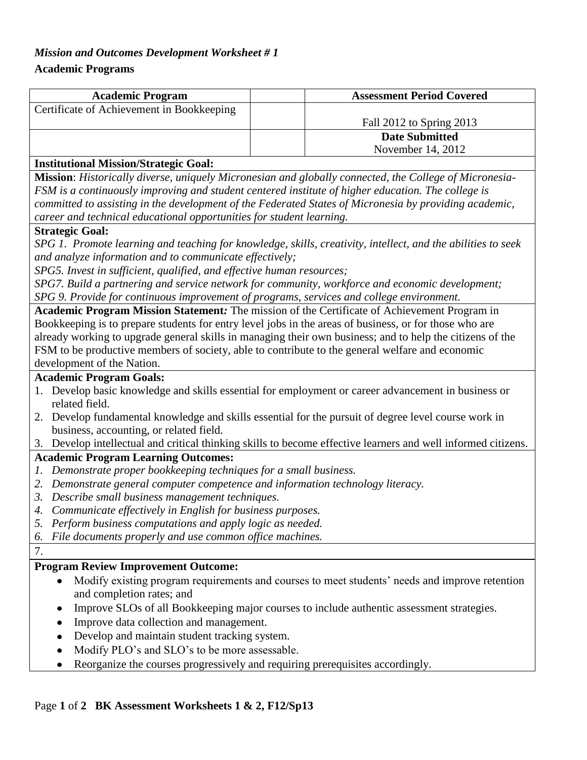*Mission and Outcomes Development Worksheet # 1*

**Academic Programs**

| **Academic Program** | | **Assessment Period Covered** |
|---|---|---|
| Certificate of Achievement in Bookkeeping | | Fall 2012 to Spring 2013 |
| | | **Date Submitted** November 14, 2012 |

**Institutional Mission/Strategic Goal:**

**Mission**: *Historically diverse, uniquely Micronesian and globally connected, the College of Micronesia-FSM is a continuously improving and student centered institute of higher education. The college is committed to assisting in the development of the Federated States of Micronesia by providing academic, career and technical educational opportunities for student learning.*

**Strategic Goal:**

*SPG 1. Promote learning and teaching for knowledge, skills, creativity, intellect, and the abilities to seek and analyze information and to communicate effectively;*

*SPG5. Invest in sufficient, qualified, and effective human resources;*

*SPG7. Build a partnering and service network for community, workforce and economic development;*

*SPG 9. Provide for continuous improvement of programs, services and college environment.*

**Academic Program Mission Statement***:* The mission of the Certificate of Achievement Program in Bookkeeping is to prepare students for entry level jobs in the areas of business, or for those who are already working to upgrade general skills in managing their own business; and to help the citizens of the FSM to be productive members of society, able to contribute to the general welfare and economic development of the Nation.

**Academic Program Goals:**

1. Develop basic knowledge and skills essential for employment or career advancement in business or related field.
2. Develop fundamental knowledge and skills essential for the pursuit of degree level course work in business, accounting, or related field.
3. Develop intellectual and critical thinking skills to become effective learners and well informed citizens.

**Academic Program Learning Outcomes:**

1. *Demonstrate proper bookkeeping techniques for a small business.*
2. *Demonstrate general computer competence and information technology literacy.*
3. *Describe small business management techniques.*
4. *Communicate effectively in English for business purposes.*
5. *Perform business computations and apply logic as needed.*
6. *File documents properly and use common office machines.*
7. 

**Program Review Improvement Outcome:**

- Modify existing program requirements and courses to meet students' needs and improve retention and completion rates; and
- Improve SLOs of all Bookkeeping major courses to include authentic assessment strategies.
- Improve data collection and management.
- Develop and maintain student tracking system.
- Modify PLO's and SLO's to be more assessable.
- Reorganize the courses progressively and requiring prerequisites accordingly.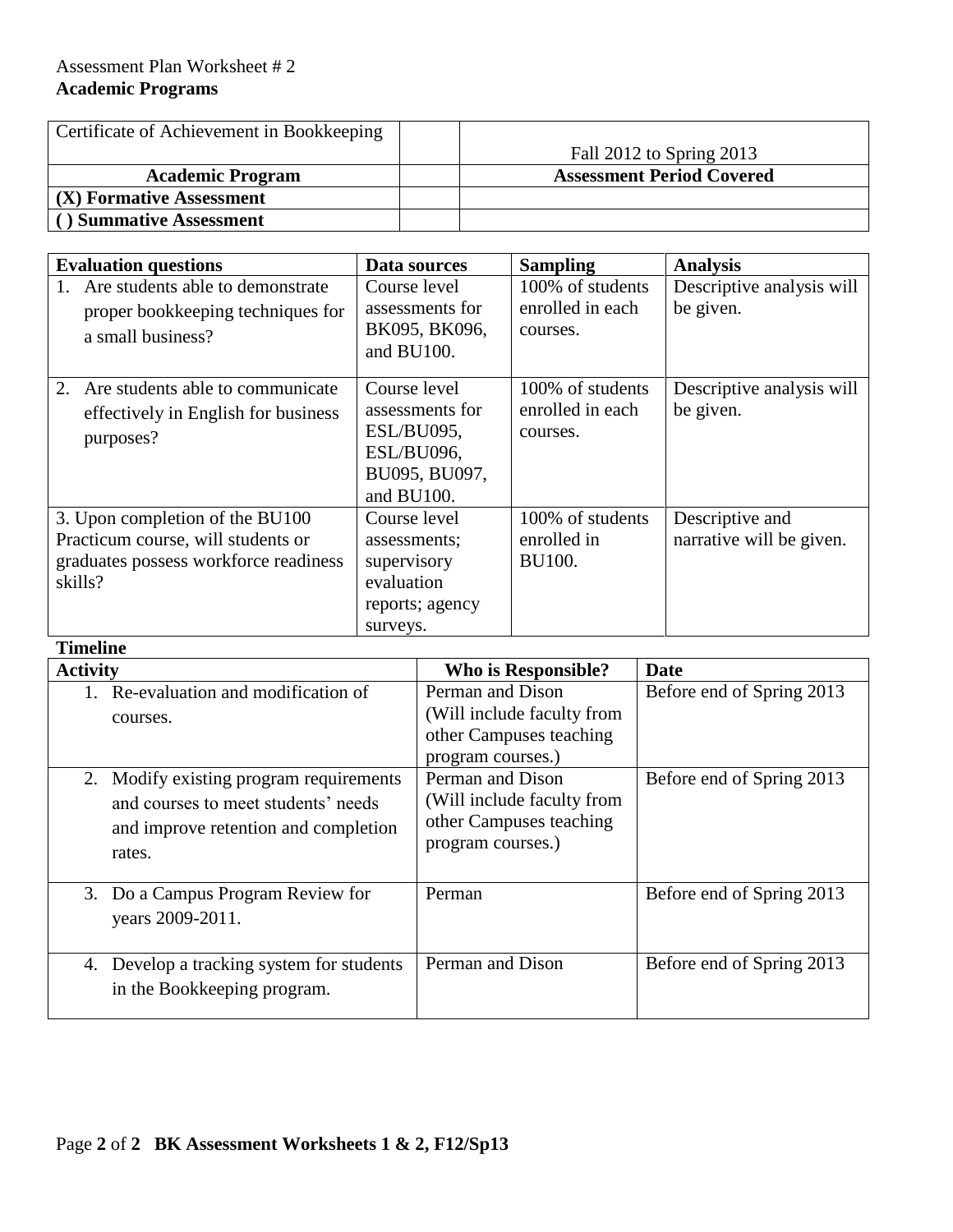Assessment Plan Worksheet # 2
**Academic Programs**

| | | |
|---|---|---|
| Certificate of Achievement in Bookkeeping | | Fall 2012 to Spring 2013 |
| **Academic Program** | | **Assessment Period Covered** |
| **(X) Formative Assessment** | | |
| **( ) Summative Assessment** | | |

| **Evaluation questions** | **Data sources** | **Sampling** | **Analysis** |
|---|---|---|---|
| 1. Are students able to demonstrate proper bookkeeping techniques for a small business? | Course level assessments for BK095, BK096, and BU100. | 100% of students enrolled in each courses. | Descriptive analysis will be given. |
| 2. Are students able to communicate effectively in English for business purposes? | Course level assessments for ESL/BU095, ESL/BU096, BU095, BU097, and BU100. | 100% of students enrolled in each courses. | Descriptive analysis will be given. |
| 3. Upon completion of the BU100 Practicum course, will students or graduates possess workforce readiness skills? | Course level assessments; supervisory evaluation reports; agency surveys. | 100% of students enrolled in BU100. | Descriptive and narrative will be given. |

**Timeline**

| **Activity** | **Who is Responsible?** | **Date** |
|---|---|---|
| 1. Re-evaluation and modification of courses. | Perman and Dison (Will include faculty from other Campuses teaching program courses.) | Before end of Spring 2013 |
| 2. Modify existing program requirements and courses to meet students' needs and improve retention and completion rates. | Perman and Dison (Will include faculty from other Campuses teaching program courses.) | Before end of Spring 2013 |
| 3. Do a Campus Program Review for years 2009-2011. | Perman | Before end of Spring 2013 |
| 4. Develop a tracking system for students in the Bookkeeping program. | Perman and Dison | Before end of Spring 2013 |